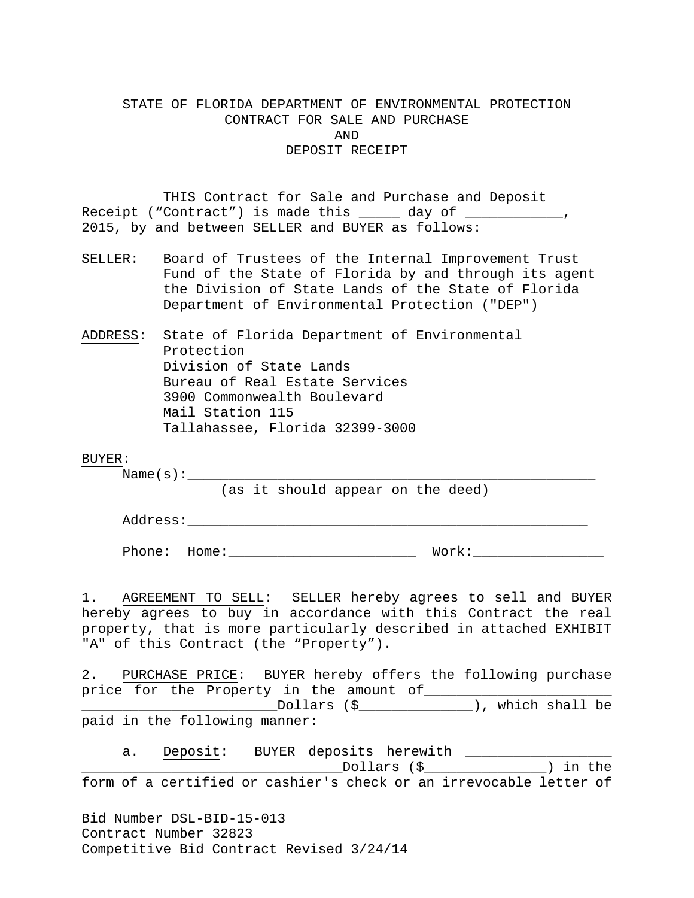# STATE OF FLORIDA DEPARTMENT OF ENVIRONMENTAL PROTECTION
## CONTRACT FOR SALE AND PURCHASE
## AND
## DEPOSIT RECEIPT

THIS Contract for Sale and Purchase and Deposit Receipt (“Contract”) is made this _____ day of ____________, 2015, by and between SELLER and BUYER as follows:

SELLER: Board of Trustees of the Internal Improvement Trust Fund of the State of Florida by and through its agent the Division of State Lands of the State of Florida Department of Environmental Protection ("DEP")

ADDRESS: State of Florida Department of Environmental Protection
Division of State Lands
Bureau of Real Estate Services
3900 Commonwealth Boulevard
Mail Station 115
Tallahassee, Florida 32399-3000

BUYER:
Name(s):__________________________________________________
(as it should appear on the deed)

Address:__________________________________________________

Phone: Home:_______________________ Work:________________

1. AGREEMENT TO SELL: SELLER hereby agrees to sell and BUYER hereby agrees to buy in accordance with this Contract the real property, that is more particularly described in attached EXHIBIT "A" of this Contract (the “Property”).

2. PURCHASE PRICE: BUYER hereby offers the following purchase price for the Property in the amount of_______________________ ________________________Dollars ($______________), which shall be paid in the following manner:

a. Deposit: BUYER deposits herewith __________________ ________________________________Dollars ($_______________) in the form of a certified or cashier's check or an irrevocable letter of

Bid Number DSL-BID-15-013
Contract Number 32823
Competitive Bid Contract Revised 3/24/14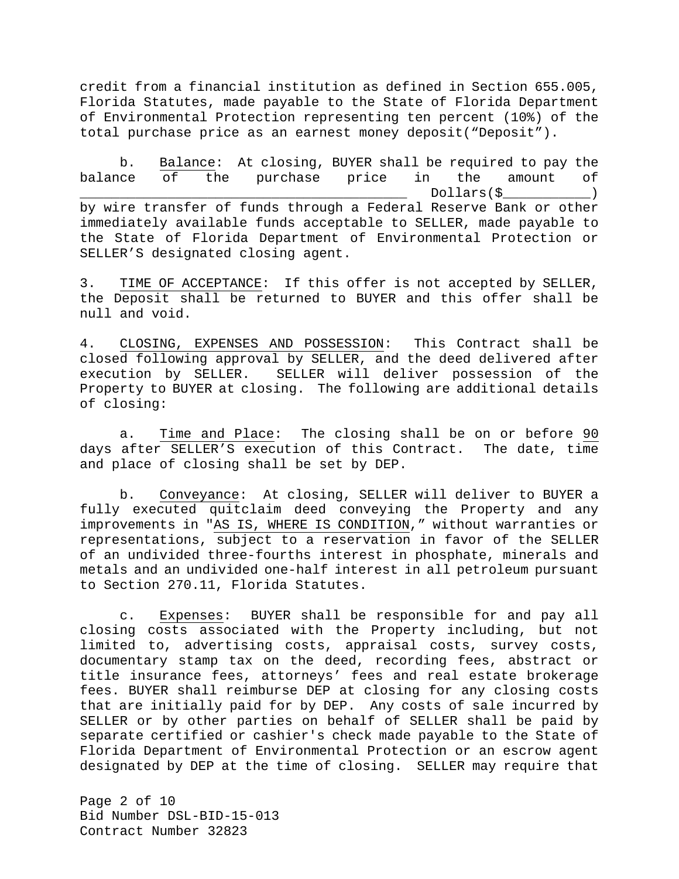credit from a financial institution as defined in Section 655.005, Florida Statutes, made payable to the State of Florida Department of Environmental Protection representing ten percent (10%) of the total purchase price as an earnest money deposit("Deposit").

b. Balance: At closing, BUYER shall be required to pay the balance of the purchase price in the amount of _________________________________________ Dollars($___________) by wire transfer of funds through a Federal Reserve Bank or other immediately available funds acceptable to SELLER, made payable to the State of Florida Department of Environmental Protection or SELLER'S designated closing agent.

3. TIME OF ACCEPTANCE: If this offer is not accepted by SELLER, the Deposit shall be returned to BUYER and this offer shall be null and void.

4. CLOSING, EXPENSES AND POSSESSION: This Contract shall be closed following approval by SELLER, and the deed delivered after execution by SELLER. SELLER will deliver possession of the Property to BUYER at closing. The following are additional details of closing:

a. Time and Place: The closing shall be on or before 90 days after SELLER'S execution of this Contract. The date, time and place of closing shall be set by DEP.

b. Conveyance: At closing, SELLER will deliver to BUYER a fully executed quitclaim deed conveying the Property and any improvements in "AS IS, WHERE IS CONDITION," without warranties or representations, subject to a reservation in favor of the SELLER of an undivided three-fourths interest in phosphate, minerals and metals and an undivided one-half interest in all petroleum pursuant to Section 270.11, Florida Statutes.

c. Expenses: BUYER shall be responsible for and pay all closing costs associated with the Property including, but not limited to, advertising costs, appraisal costs, survey costs, documentary stamp tax on the deed, recording fees, abstract or title insurance fees, attorneys' fees and real estate brokerage fees. BUYER shall reimburse DEP at closing for any closing costs that are initially paid for by DEP. Any costs of sale incurred by SELLER or by other parties on behalf of SELLER shall be paid by separate certified or cashier's check made payable to the State of Florida Department of Environmental Protection or an escrow agent designated by DEP at the time of closing. SELLER may require that

Bid Number DSL-BID-15-013
Contract Number 32823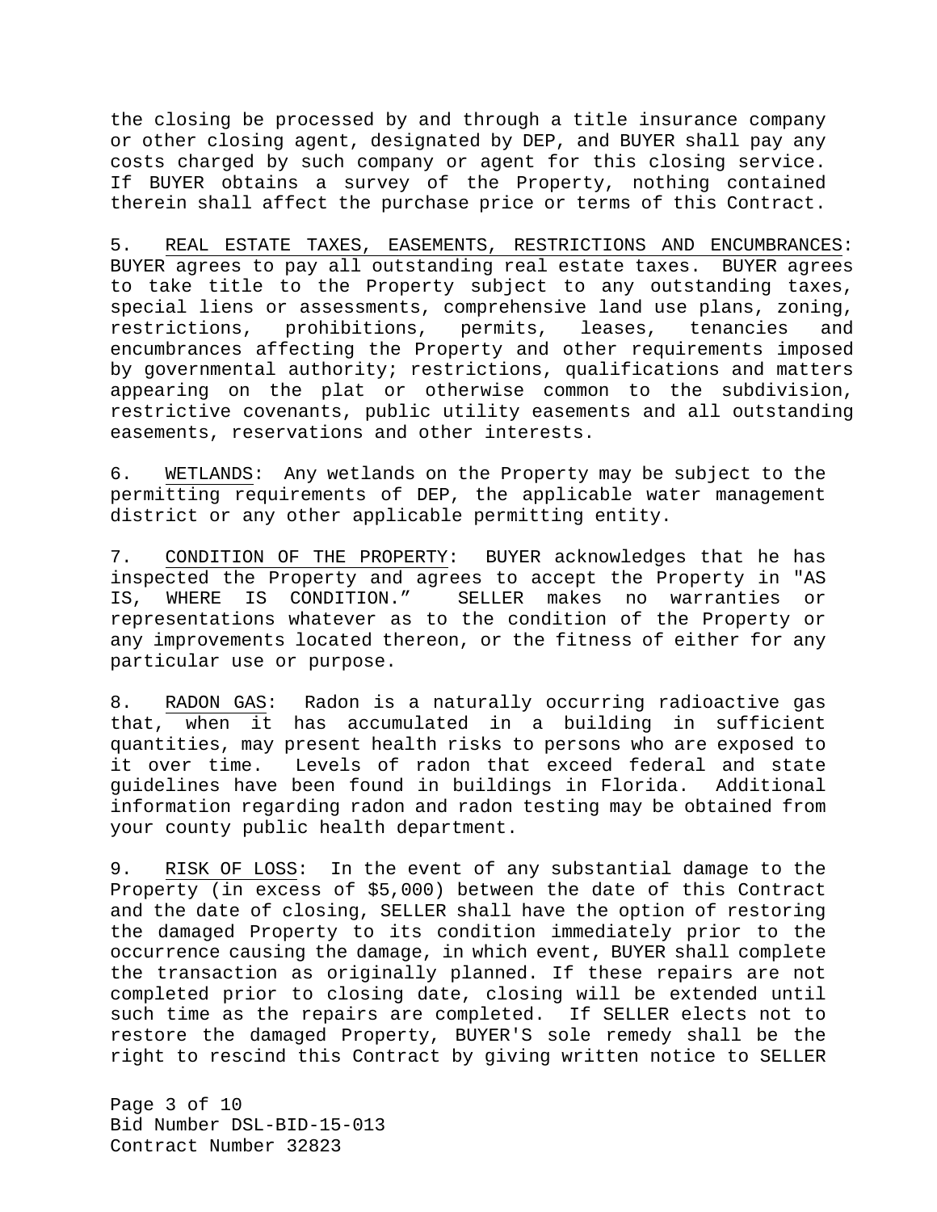the closing be processed by and through a title insurance company or other closing agent, designated by DEP, and BUYER shall pay any costs charged by such company or agent for this closing service. If BUYER obtains a survey of the Property, nothing contained therein shall affect the purchase price or terms of this Contract.

5. REAL ESTATE TAXES, EASEMENTS, RESTRICTIONS AND ENCUMBRANCES: BUYER agrees to pay all outstanding real estate taxes. BUYER agrees to take title to the Property subject to any outstanding taxes, special liens or assessments, comprehensive land use plans, zoning, restrictions, prohibitions, permits, leases, tenancies and encumbrances affecting the Property and other requirements imposed by governmental authority; restrictions, qualifications and matters appearing on the plat or otherwise common to the subdivision, restrictive covenants, public utility easements and all outstanding easements, reservations and other interests.

6. WETLANDS: Any wetlands on the Property may be subject to the permitting requirements of DEP, the applicable water management district or any other applicable permitting entity.

7. CONDITION OF THE PROPERTY: BUYER acknowledges that he has inspected the Property and agrees to accept the Property in "AS IS, WHERE IS CONDITION." SELLER makes no warranties or representations whatever as to the condition of the Property or any improvements located thereon, or the fitness of either for any particular use or purpose.

8. RADON GAS: Radon is a naturally occurring radioactive gas that, when it has accumulated in a building in sufficient quantities, may present health risks to persons who are exposed to it over time. Levels of radon that exceed federal and state guidelines have been found in buildings in Florida. Additional information regarding radon and radon testing may be obtained from your county public health department.

9. RISK OF LOSS: In the event of any substantial damage to the Property (in excess of $5,000) between the date of this Contract and the date of closing, SELLER shall have the option of restoring the damaged Property to its condition immediately prior to the occurrence causing the damage, in which event, BUYER shall complete the transaction as originally planned. If these repairs are not completed prior to closing date, closing will be extended until such time as the repairs are completed. If SELLER elects not to restore the damaged Property, BUYER'S sole remedy shall be the right to rescind this Contract by giving written notice to SELLER

Bid Number DSL-BID-15-013
Contract Number 32823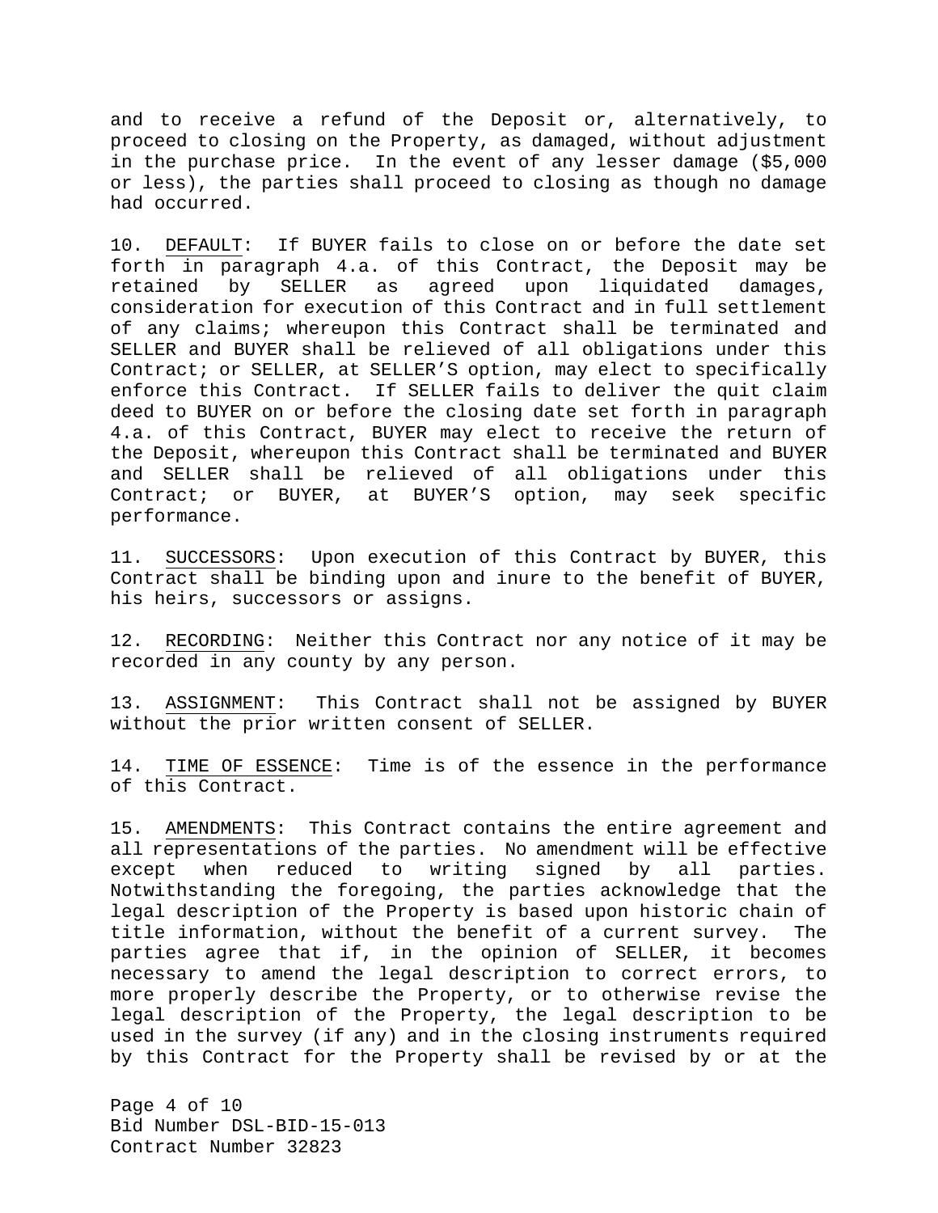and to receive a refund of the Deposit or, alternatively, to proceed to closing on the Property, as damaged, without adjustment in the purchase price. In the event of any lesser damage ($5,000 or less), the parties shall proceed to closing as though no damage had occurred.

10. <u>DEFAULT</u>: If BUYER fails to close on or before the date set forth in paragraph 4.a. of this Contract, the Deposit may be retained by SELLER as agreed upon liquidated damages, consideration for execution of this Contract and in full settlement of any claims; whereupon this Contract shall be terminated and SELLER and BUYER shall be relieved of all obligations under this Contract; or SELLER, at SELLER'S option, may elect to specifically enforce this Contract. If SELLER fails to deliver the quit claim deed to BUYER on or before the closing date set forth in paragraph 4.a. of this Contract, BUYER may elect to receive the return of the Deposit, whereupon this Contract shall be terminated and BUYER and SELLER shall be relieved of all obligations under this Contract; or BUYER, at BUYER'S option, may seek specific performance.

11. <u>SUCCESSORS</u>: Upon execution of this Contract by BUYER, this Contract shall be binding upon and inure to the benefit of BUYER, his heirs, successors or assigns.

12. <u>RECORDING</u>: Neither this Contract nor any notice of it may be recorded in any county by any person.

13. <u>ASSIGNMENT</u>: This Contract shall not be assigned by BUYER without the prior written consent of SELLER.

14. <u>TIME OF ESSENCE</u>: Time is of the essence in the performance of this Contract.

15. <u>AMENDMENTS</u>: This Contract contains the entire agreement and all representations of the parties. No amendment will be effective except when reduced to writing signed by all parties. Notwithstanding the foregoing, the parties acknowledge that the legal description of the Property is based upon historic chain of title information, without the benefit of a current survey. The parties agree that if, in the opinion of SELLER, it becomes necessary to amend the legal description to correct errors, to more properly describe the Property, or to otherwise revise the legal description of the Property, the legal description to be used in the survey (if any) and in the closing instruments required by this Contract for the Property shall be revised by or at the

Bid Number DSL-BID-15-013
Contract Number 32823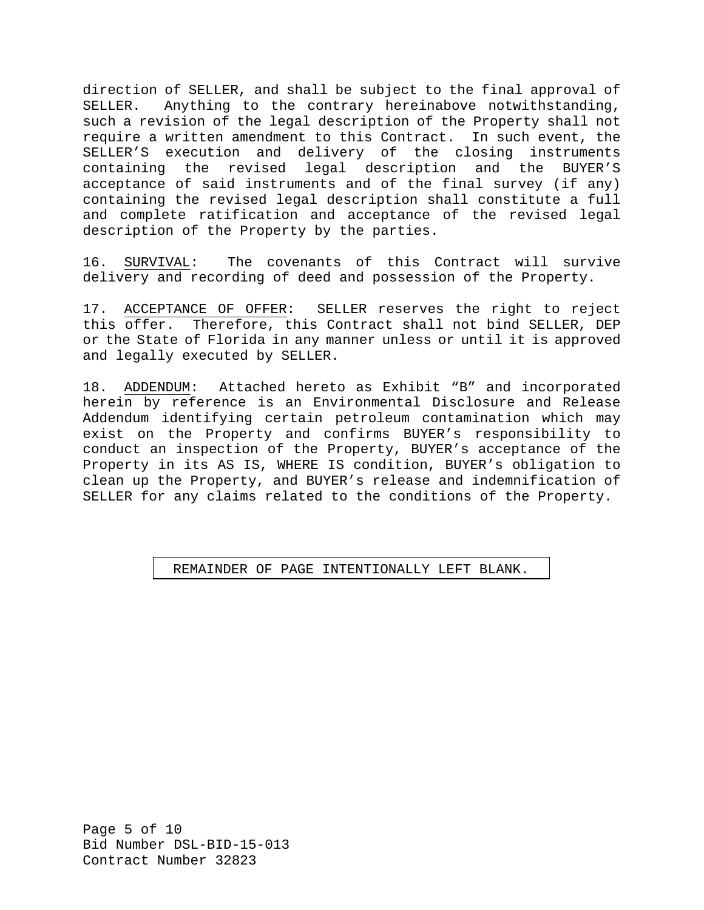direction of SELLER, and shall be subject to the final approval of SELLER. Anything to the contrary hereinabove notwithstanding, such a revision of the legal description of the Property shall not require a written amendment to this Contract. In such event, the SELLER'S execution and delivery of the closing instruments containing the revised legal description and the BUYER'S acceptance of said instruments and of the final survey (if any) containing the revised legal description shall constitute a full and complete ratification and acceptance of the revised legal description of the Property by the parties.

16. <u>SURVIVAL</u>: The covenants of this Contract will survive delivery and recording of deed and possession of the Property.

17. <u>ACCEPTANCE OF OFFER</u>: SELLER reserves the right to reject this offer. Therefore, this Contract shall not bind SELLER, DEP or the State of Florida in any manner unless or until it is approved and legally executed by SELLER.

18. <u>ADDENDUM</u>: Attached hereto as Exhibit "B" and incorporated herein by reference is an Environmental Disclosure and Release Addendum identifying certain petroleum contamination which may exist on the Property and confirms BUYER's responsibility to conduct an inspection of the Property, BUYER's acceptance of the Property in its AS IS, WHERE IS condition, BUYER's obligation to clean up the Property, and BUYER's release and indemnification of SELLER for any claims related to the conditions of the Property.

REMAINDER OF PAGE INTENTIONALLY LEFT BLANK.

Bid Number DSL-BID-15-013
Contract Number 32823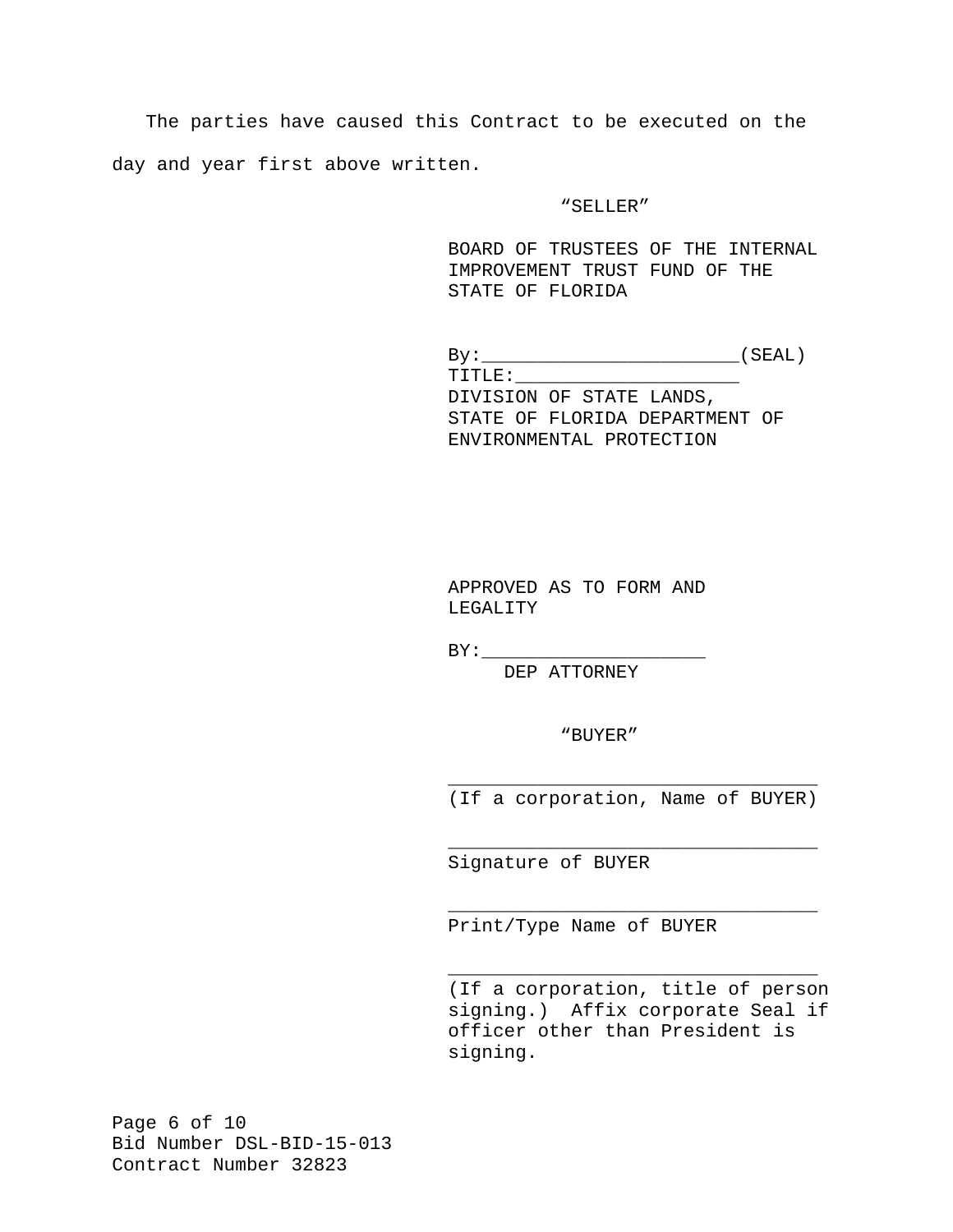The parties have caused this Contract to be executed on the day and year first above written.

"SELLER"

BOARD OF TRUSTEES OF THE INTERNAL IMPROVEMENT TRUST FUND OF THE STATE OF FLORIDA

By:_______________________(SEAL)
TITLE:____________________
DIVISION OF STATE LANDS,
STATE OF FLORIDA DEPARTMENT OF ENVIRONMENTAL PROTECTION

APPROVED AS TO FORM AND LEGALITY

BY:____________________
DEP ATTORNEY

"BUYER"

_________________________________
(If a corporation, Name of BUYER)

_________________________________
Signature of BUYER

_________________________________
Print/Type Name of BUYER

_________________________________
(If a corporation, title of person signing.) Affix corporate Seal if officer other than President is signing.

Bid Number DSL-BID-15-013
Contract Number 32823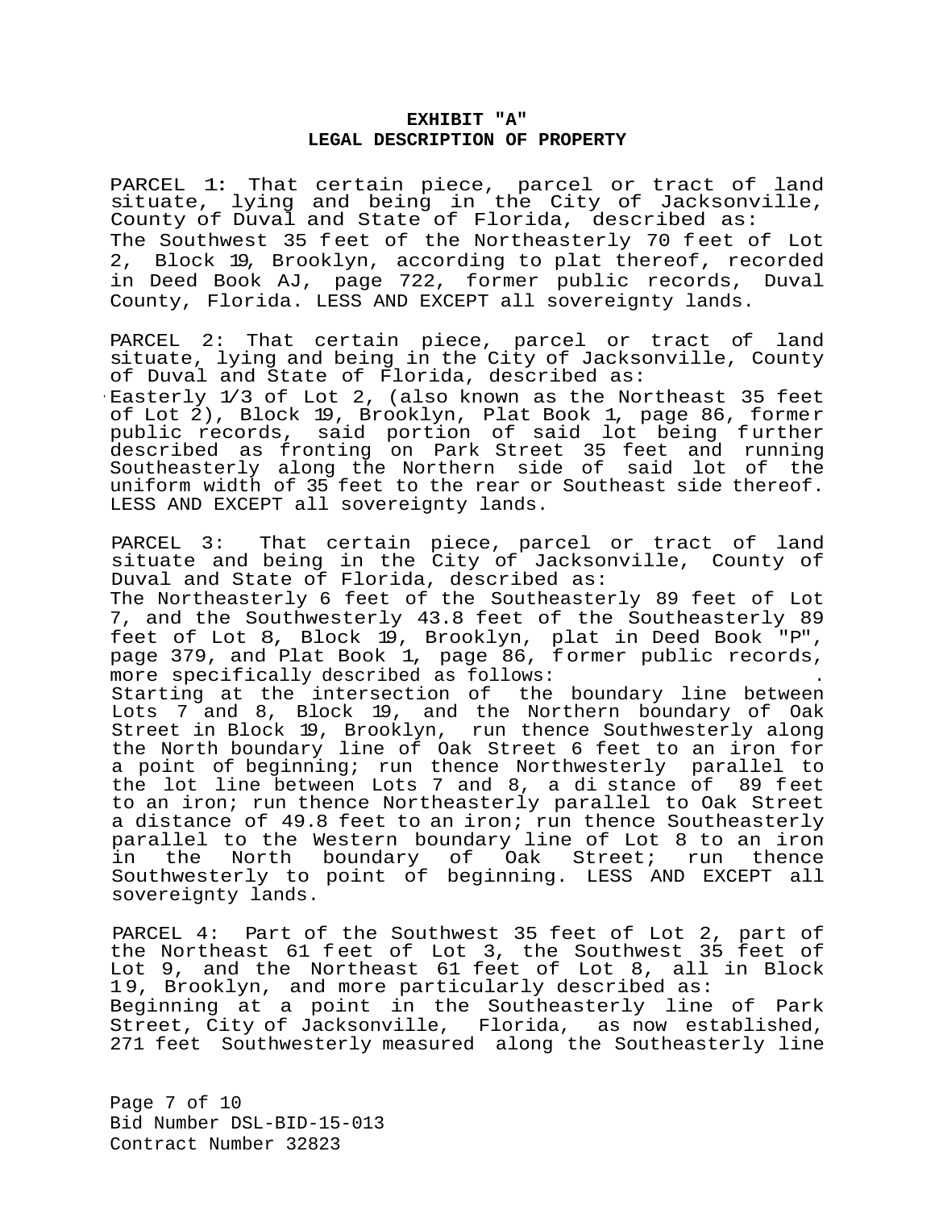**EXHIBIT "A"**
**LEGAL DESCRIPTION OF PROPERTY**

PARCEL 1: That certain piece, parcel or tract of land situate, lying and being in the City of Jacksonville, County of Duval and State of Florida, described as:
The Southwest 35 feet of the Northeasterly 70 feet of Lot 2, Block 19, Brooklyn, according to plat thereof, recorded in Deed Book AJ, page 722, former public records, Duval County, Florida. LESS AND EXCEPT all sovereignty lands.

PARCEL 2: That certain piece, parcel or tract of land situate, lying and being in the City of Jacksonville, County of Duval and State of Florida, described as:
Easterly 1/3 of Lot 2, (also known as the Northeast 35 feet of Lot 2), Block 19, Brooklyn, Plat Book 1, page 86, former public records, said portion of said lot being further described as fronting on Park Street 35 feet and running Southeasterly along the Northern side of said lot of the uniform width of 35 feet to the rear or Southeast side thereof. LESS AND EXCEPT all sovereignty lands.

PARCEL 3: That certain piece, parcel or tract of land situate and being in the City of Jacksonville, County of Duval and State of Florida, described as:
The Northeasterly 6 feet of the Southeasterly 89 feet of Lot 7, and the Southwesterly 43.8 feet of the Southeasterly 89 feet of Lot 8, Block 19, Brooklyn, plat in Deed Book "P", page 379, and Plat Book 1, page 86, former public records, more specifically described as follows:
Starting at the intersection of the boundary line between Lots 7 and 8, Block 19, and the Northern boundary of Oak Street in Block 19, Brooklyn, run thence Southwesterly along the North boundary line of Oak Street 6 feet to an iron for a point of beginning; run thence Northwesterly parallel to the lot line between Lots 7 and 8, a distance of 89 feet to an iron; run thence Northeasterly parallel to Oak Street a distance of 49.8 feet to an iron; run thence Southeasterly parallel to the Western boundary line of Lot 8 to an iron in the North boundary of Oak Street; run thence Southwesterly to point of beginning. LESS AND EXCEPT all sovereignty lands.

PARCEL 4: Part of the Southwest 35 feet of Lot 2, part of the Northeast 61 feet of Lot 3, the Southwest 35 feet of Lot 9, and the Northeast 61 feet of Lot 8, all in Block 19, Brooklyn, and more particularly described as:
Beginning at a point in the Southeasterly line of Park Street, City of Jacksonville, Florida, as now established, 271 feet Southwesterly measured along the Southeasterly line

Bid Number DSL-BID-15-013
Contract Number 32823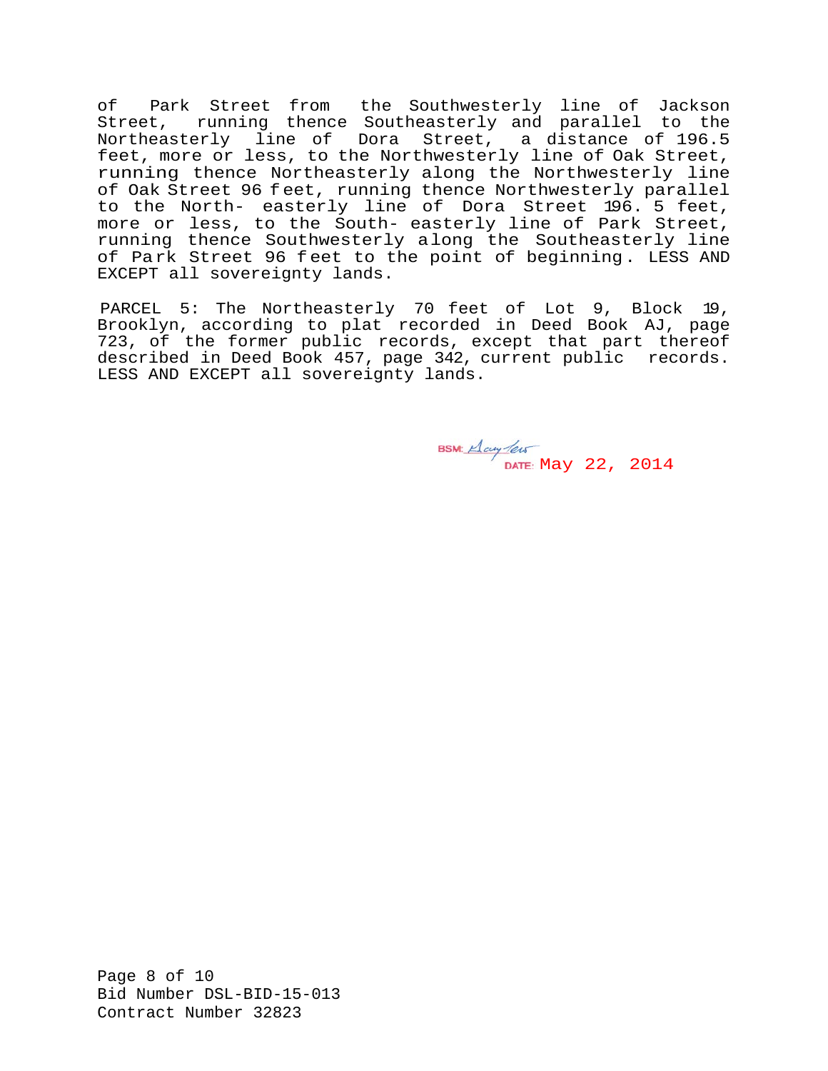of Park Street from the Southwesterly line of Jackson Street, running thence Southeasterly and parallel to the Northeasterly line of Dora Street, a distance of 196.5 feet, more or less, to the Northwesterly line of Oak Street, running thence Northeasterly along the Northwesterly line of Oak Street 96 feet, running thence Northwesterly parallel to the North- easterly line of Dora Street 196. 5 feet, more or less, to the South- easterly line of Park Street, running thence Southwesterly along the Southeasterly line of Park Street 96 feet to the point of beginning. LESS AND EXCEPT all sovereignty lands.

PARCEL 5: The Northeasterly 70 feet of Lot 9, Block 19, Brooklyn, according to plat recorded in Deed Book AJ, page 723, of the former public records, except that part thereof described in Deed Book 457, page 342, current public records. LESS AND EXCEPT all sovereignty lands.

BSM: [signature] DATE: May 22, 2014

Bid Number DSL-BID-15-013
Contract Number 32823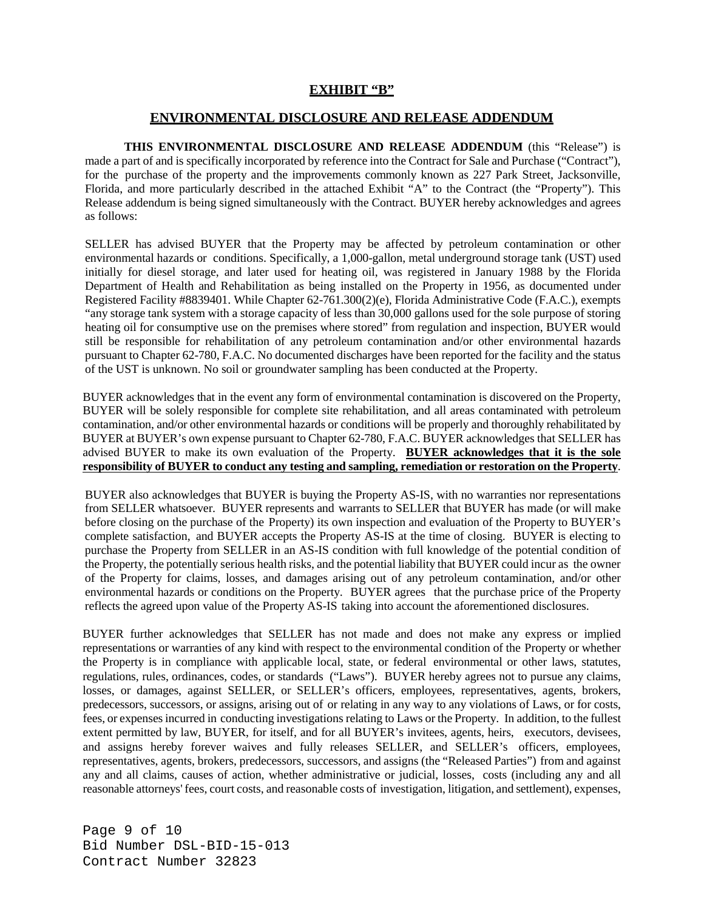# EXHIBIT "B"

## ENVIRONMENTAL DISCLOSURE AND RELEASE ADDENDUM

**THIS ENVIRONMENTAL DISCLOSURE AND RELEASE ADDENDUM** (this "Release") is made a part of and is specifically incorporated by reference into the Contract for Sale and Purchase ("Contract"), for the purchase of the property and the improvements commonly known as 227 Park Street, Jacksonville, Florida, and more particularly described in the attached Exhibit "A" to the Contract (the "Property"). This Release addendum is being signed simultaneously with the Contract. BUYER hereby acknowledges and agrees as follows:

SELLER has advised BUYER that the Property may be affected by petroleum contamination or other environmental hazards or conditions. Specifically, a 1,000-gallon, metal underground storage tank (UST) used initially for diesel storage, and later used for heating oil, was registered in January 1988 by the Florida Department of Health and Rehabilitation as being installed on the Property in 1956, as documented under Registered Facility #8839401. While Chapter 62-761.300(2)(e), Florida Administrative Code (F.A.C.), exempts "any storage tank system with a storage capacity of less than 30,000 gallons used for the sole purpose of storing heating oil for consumptive use on the premises where stored" from regulation and inspection, BUYER would still be responsible for rehabilitation of any petroleum contamination and/or other environmental hazards pursuant to Chapter 62-780, F.A.C. No documented discharges have been reported for the facility and the status of the UST is unknown. No soil or groundwater sampling has been conducted at the Property.

BUYER acknowledges that in the event any form of environmental contamination is discovered on the Property, BUYER will be solely responsible for complete site rehabilitation, and all areas contaminated with petroleum contamination, and/or other environmental hazards or conditions will be properly and thoroughly rehabilitated by BUYER at BUYER's own expense pursuant to Chapter 62-780, F.A.C. BUYER acknowledges that SELLER has advised BUYER to make its own evaluation of the Property. **BUYER acknowledges that it is the sole responsibility of BUYER to conduct any testing and sampling, remediation or restoration on the Property**.

BUYER also acknowledges that BUYER is buying the Property AS-IS, with no warranties nor representations from SELLER whatsoever. BUYER represents and warrants to SELLER that BUYER has made (or will make before closing on the purchase of the Property) its own inspection and evaluation of the Property to BUYER's complete satisfaction, and BUYER accepts the Property AS-IS at the time of closing. BUYER is electing to purchase the Property from SELLER in an AS-IS condition with full knowledge of the potential condition of the Property, the potentially serious health risks, and the potential liability that BUYER could incur as the owner of the Property for claims, losses, and damages arising out of any petroleum contamination, and/or other environmental hazards or conditions on the Property. BUYER agrees that the purchase price of the Property reflects the agreed upon value of the Property AS-IS taking into account the aforementioned disclosures.

BUYER further acknowledges that SELLER has not made and does not make any express or implied representations or warranties of any kind with respect to the environmental condition of the Property or whether the Property is in compliance with applicable local, state, or federal environmental or other laws, statutes, regulations, rules, ordinances, codes, or standards ("Laws"). BUYER hereby agrees not to pursue any claims, losses, or damages, against SELLER, or SELLER's officers, employees, representatives, agents, brokers, predecessors, successors, or assigns, arising out of or relating in any way to any violations of Laws, or for costs, fees, or expenses incurred in conducting investigations relating to Laws or the Property. In addition, to the fullest extent permitted by law, BUYER, for itself, and for all BUYER's invitees, agents, heirs, executors, devisees, and assigns hereby forever waives and fully releases SELLER, and SELLER's officers, employees, representatives, agents, brokers, predecessors, successors, and assigns (the "Released Parties") from and against any and all claims, causes of action, whether administrative or judicial, losses, costs (including any and all reasonable attorneys' fees, court costs, and reasonable costs of investigation, litigation, and settlement), expenses,

Bid Number DSL-BID-15-013
Contract Number 32823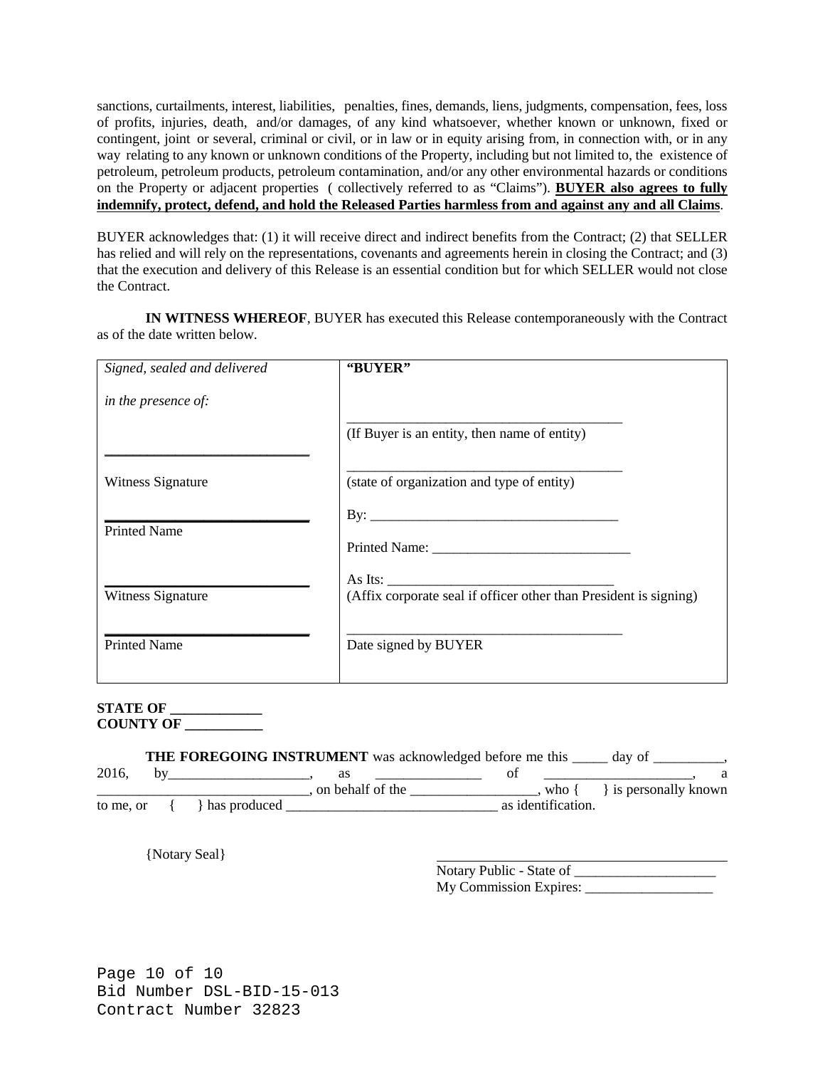sanctions, curtailments, interest, liabilities, penalties, fines, demands, liens, judgments, compensation, fees, loss of profits, injuries, death, and/or damages, of any kind whatsoever, whether known or unknown, fixed or contingent, joint or several, criminal or civil, or in law or in equity arising from, in connection with, or in any way relating to any known or unknown conditions of the Property, including but not limited to, the existence of petroleum, petroleum products, petroleum contamination, and/or any other environmental hazards or conditions on the Property or adjacent properties ( collectively referred to as "Claims"). **BUYER also agrees to fully indemnify, protect, defend, and hold the Released Parties harmless from and against any and all Claims**.

BUYER acknowledges that: (1) it will receive direct and indirect benefits from the Contract; (2) that SELLER has relied and will rely on the representations, covenants and agreements herein in closing the Contract; and (3) that the execution and delivery of this Release is an essential condition but for which SELLER would not close the Contract.

**IN WITNESS WHEREOF**, BUYER has executed this Release contemporaneously with the Contract as of the date written below.

| | |
|---|---|
| *Signed, sealed and delivered* | **"BUYER"** |
| *in the presence of:* | ________________________________________ (If Buyer is an entity, then name of entity) |
| ______________________________ Witness Signature | ________________________________________ (state of organization and type of entity) |
| ______________________________ Printed Name | By: ____________________________________ Printed Name: ____________________________ |
| ______________________________ Witness Signature | As Its: ________________________________ (Affix corporate seal if officer other than President is signing) |
| ______________________________ Printed Name | ________________________________________ Date signed by BUYER |

**STATE OF _____________**
**COUNTY OF ___________**

**THE FOREGOING INSTRUMENT** was acknowledged before me this _____ day of __________, 2016, by____________________, as _______________ of _____________________, a ______________________________, on behalf of the __________________, who { } is personally known to me, or { } has produced ______________________________ as identification.

{Notary Seal}

___________________________________________
Notary Public - State of ____________________
My Commission Expires: __________________

Bid Number DSL-BID-15-013
Contract Number 32823